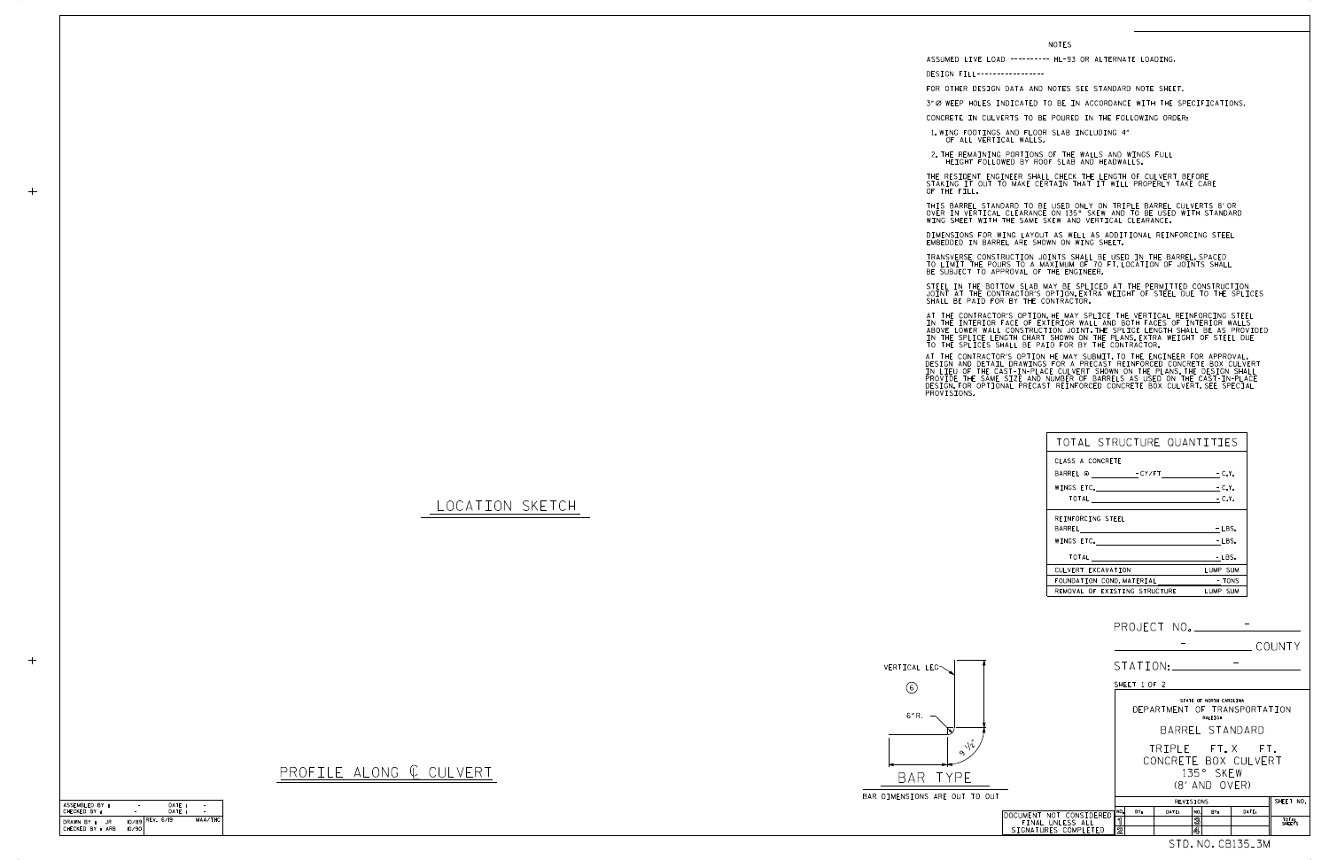## NOTES

ASSUMED LIVE LOAD ---------- HL-93 OR ALTERNATE LOADING.

DESIGN FILL-----------------

FOR OTHER DESIGN DATA AND NOTES SEE STANDARD NOTE SHEET.

3" Ø WEEP HOLES INDICATED TO BE IN ACCORDANCE WITH THE SPECIFICATIONS.

CONCRETE IN CULVERTS TO BE POURED IN THE FOLLOWING ORDER:

1. WING FOOTINGS AND FLOOR SLAB INCLUDING 4" OF ALL VERTICAL WALLS.
2. THE REMAINING PORTIONS OF THE WALLS AND WINGS FULL HEIGHT FOLLOWED BY ROOF SLAB AND HEADWALLS.

THE RESIDENT ENGINEER SHALL CHECK THE LENGTH OF CULVERT BEFORE STAKING IT OUT TO MAKE CERTAIN THAT IT WILL PROPERLY TAKE CARE OF THE FILL.

THIS BARREL STANDARD TO BE USED ONLY ON TRIPLE BARREL CULVERTS 8' OR OVER IN VERTICAL CLEARANCE ON 135° SKEW AND TO BE USED WITH STANDARD WING SHEET WITH THE SAME SKEW AND VERTICAL CLEARANCE.

DIMENSIONS FOR WING LAYOUT AS WELL AS ADDITIONAL REINFORCING STEEL EMBEDDED IN BARREL ARE SHOWN ON WING SHEET.

TRANSVERSE CONSTRUCTION JOINTS SHALL BE USED IN THE BARREL, SPACED TO LIMIT THE POURS TO A MAXIMUM OF 70 FT. LOCATION OF JOINTS SHALL BE SUBJECT TO APPROVAL OF THE ENGINEER.

STEEL IN THE BOTTOM SLAB MAY BE SPLICED AT THE PERMITTED CONSTRUCTION JOINT AT THE CONTRACTOR'S OPTION. EXTRA WEIGHT OF STEEL DUE TO THE SPLICES SHALL BE PAID FOR BY THE CONTRACTOR.

AT THE CONTRACTOR'S OPTION, HE MAY SPLICE THE VERTICAL REINFORCING STEEL IN THE INTERIOR FACE OF EXTERIOR WALL AND BOTH FACES OF INTERIOR WALLS ABOVE LOWER WALL CONSTRUCTION JOINT. THE SPLICE LENGTH SHALL BE AS PROVIDED IN THE SPLICE LENGTH CHART SHOWN ON THE PLANS. EXTRA WEIGHT OF STEEL DUE TO THE SPLICES SHALL BE PAID FOR BY THE CONTRACTOR.

AT THE CONTRACTOR'S OPTION HE MAY SUBMIT, TO THE ENGINEER FOR APPROVAL, DESIGN AND DETAIL DRAWINGS FOR A PRECAST REINFORCED CONCRETE BOX CULVERT IN LIEU OF THE CAST-IN-PLACE CULVERT SHOWN ON THE PLANS. THE DESIGN SHALL PROVIDE THE SAME SIZE AND NUMBER OF BARRELS AS USED ON THE CAST-IN-PLACE DESIGN. FOR OPTIONAL PRECAST REINFORCED CONCRETE BOX CULVERT, SEE SPECIAL PROVISIONS.

## LOCATION SKETCH

## TOTAL STRUCTURE QUANTITIES

| | |
|---|---|
| CLASS A CONCRETE | |
| BARREL @ ______ - CY/FT | - C.Y. |
| WINGS ETC. | - C.Y. |
| TOTAL | - C.Y. |
| REINFORCING STEEL | |
| BARREL | - LBS. |
| WINGS ETC. | - LBS. |
| TOTAL | - LBS. |
| CULVERT EXCAVATION | LUMP SUM |
| FOUNDATION COND. MATERIAL | - TONS |
| REMOVAL OF EXISTING STRUCTURE | LUMP SUM |

VERTICAL LEG

(6)

6" R.

9 1/2"

## BAR TYPE

BAR DIMENSIONS ARE OUT TO OUT

## PROFILE ALONG ℄ CULVERT

PROJECT NO. -

- COUNTY

STATION: -

SHEET 1 OF 2

STATE OF NORTH CAROLINA
DEPARTMENT OF TRANSPORTATION
RALEIGH

BARREL STANDARD

TRIPLE FT. X FT.
CONCRETE BOX CULVERT
135° SKEW
(8' AND OVER)

| REVISIONS | | | | | | SHEET NO. |
|---|---|---|---|---|---|---|
| NO. | BY: | DATE: | NO. | BY: | DATE: | |
| 1 | | | 3 | | | TOTAL SHEETS |
| 2 | | | 4 | | | |

DOCUMENT NOT CONSIDERED FINAL UNLESS ALL SIGNATURES COMPLETED

| | | | |
|---|---|---|---|
| ASSEMBLED BY : | - | DATE : | - |
| CHECKED BY : | - | DATE : | - |
| DRAWN BY : JR | 10/89 | REV. 6/19 | MAA/THC |
| CHECKED BY : ARB | 10/90 | | |

STD. NO. CB135_3M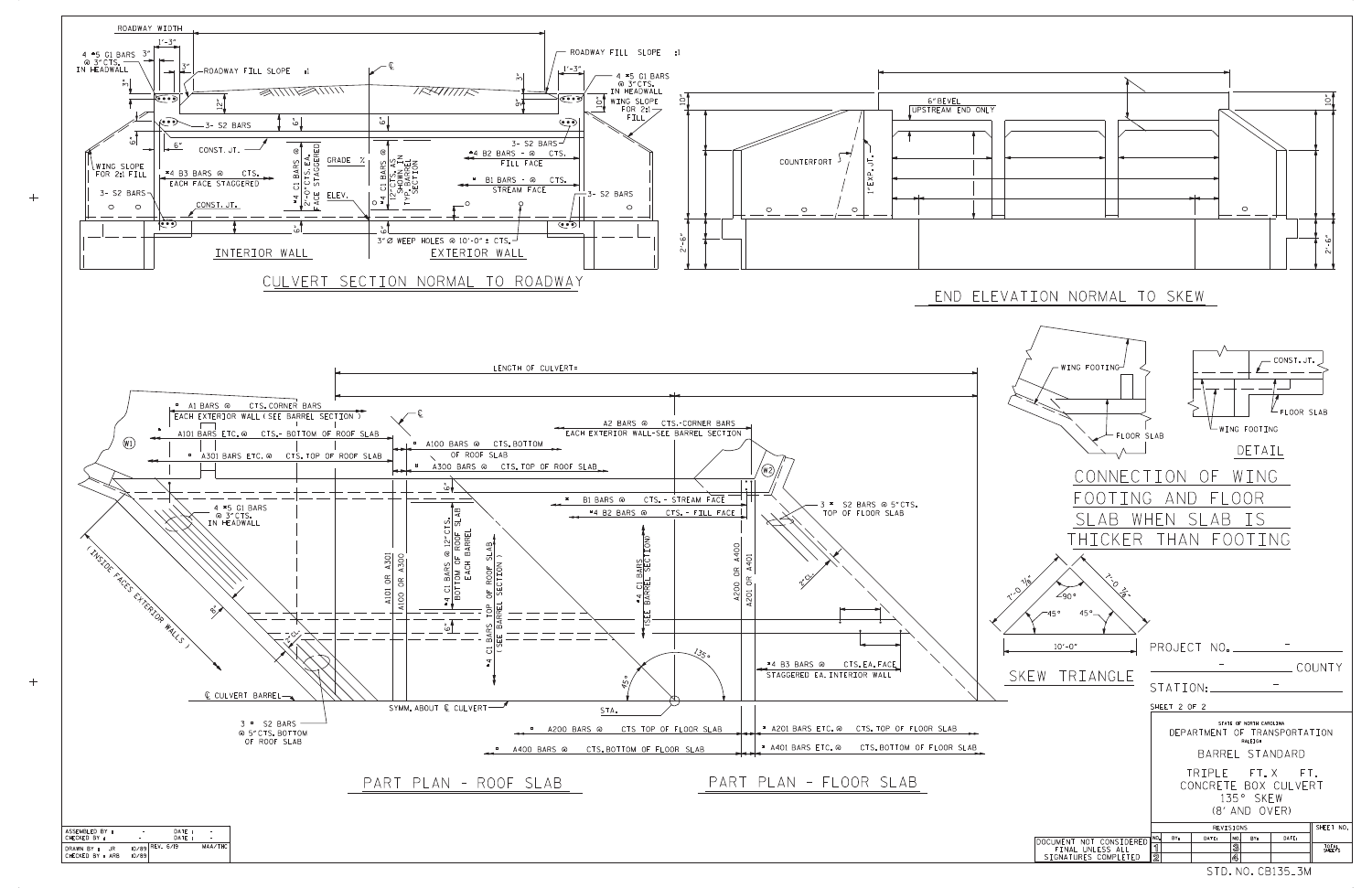## CULVERT SECTION NORMAL TO ROADWAY

ROADWAY WIDTH

4 #5 G1 BARS 3" @ 3" CTS. IN HEADWALL

1'-3"

3"

ROADWAY FILL SLOPE :1

℄

ROADWAY FILL SLOPE :1

1'-3"

4 #5 G1 BARS @ 3" CTS. IN HEADWALL

WING SLOPE FOR 2:1 FILL

3- S2 BARS

6"

CONST. JT.

12"

#4 C1 BARS @ 2'-0" CTS. EA. FACE STAGGERED

GRADE %

#4 C1 BARS @ 12" CTS. AS SHOWN IN TYP. BARREL SECTION

3- S2 BARS

#4 B2 BARS - @ CTS. FILL FACE

# B1 BARS - @ CTS. STREAM FACE

WING SLOPE FOR 2:1 FILL

#4 B3 BARS @ CTS. EACH FACE STAGGERED

3- S2 BARS

CONST. JT.

ELEV.

3- S2 BARS

3" Ø WEEP HOLES @ 10'-0" ± CTS.

INTERIOR WALL

EXTERIOR WALL

## END ELEVATION NORMAL TO SKEW

6" BEVEL UPSTREAM END ONLY

COUNTERFORT

1" EXP. JT.

10"

2'-6"

## PART PLAN - ROOF SLAB

LENGTH OF CULVERT=

# A1 BARS @ CTS. CORNER BARS EACH EXTERIOR WALL (SEE BARREL SECTION)

# A101 BARS ETC. @ CTS. - BOTTOM OF ROOF SLAB

# A301 BARS ETC. @ CTS. TOP OF ROOF SLAB

# A100 BARS @ CTS. BOTTOM OF ROOF SLAB

# A300 BARS @ CTS. TOP OF ROOF SLAB

W1

4 #5 G1 BARS @ 3" CTS. IN HEADWALL

(INSIDE FACES EXTERIOR WALLS)

A101 OR A301

A100 OR A300

#4 C1 BARS @ 12" CTS. BOTTOM OF ROOF SLAB EACH BARREL

#4 C1 BARS TOP OF ROOF SLAB (SEE BARREL SECTION)

℄ CULVERT BARREL

3 # S2 BARS @ 5" CTS. BOTTOM OF ROOF SLAB

SYMM. ABOUT ℄ CULVERT

STA.

## PART PLAN - FLOOR SLAB

# A2 BARS @ CTS. - CORNER BARS EACH EXTERIOR WALL - SEE BARREL SECTION

# B1 BARS @ CTS. - STREAM FACE

#4 B2 BARS @ CTS. - FILL FACE

W2

3 # S2 BARS @ 5" CTS. TOP OF FLOOR SLAB

#4 C1 BARS (SEE BARREL SECTION)

A200 OR A400

A201 OR A401

135°

45°

#4 B3 BARS @ CTS. EA. FACE STAGGERED EA. INTERIOR WALL

# A200 BARS @ CTS TOP OF FLOOR SLAB

# A400 BARS @ CTS. BOTTOM OF FLOOR SLAB

# A201 BARS ETC. @ CTS. TOP OF FLOOR SLAB

# A401 BARS ETC. @ CTS. BOTTOM OF FLOOR SLAB

## CONNECTION OF WING FOOTING AND FLOOR SLAB WHEN SLAB IS THICKER THAN FOOTING

WING FOOTING

FLOOR SLAB

### DETAIL

CONST. JT.

FLOOR SLAB

WING FOOTING

## SKEW TRIANGLE

7'-0 7/8"

7'-0 7/8"

90°

45°

45°

10'-0"

PROJECT NO. -

- COUNTY

STATION: -

SHEET 2 OF 2

STATE OF NORTH CAROLINA
DEPARTMENT OF TRANSPORTATION
RALEIGH

BARREL STANDARD

TRIPLE FT. X FT.
CONCRETE BOX CULVERT
135° SKEW
(8' AND OVER)

| REVISIONS | | | | | | SHEET NO. |
|---|---|---|---|---|---|---|
| NO. | BY: | DATE: | NO. | BY: | DATE: | |
| 1 | | | 3 | | | TOTAL SHEETS |
| 2 | | | 4 | | | |

DOCUMENT NOT CONSIDERED FINAL UNLESS ALL SIGNATURES COMPLETED

| | | |
|---|---|---|
| ASSEMBLED BY : - | DATE : - | |
| CHECKED BY : - | DATE : - | |
| DRAWN BY : JR 10/89 | REV. 6/19 | MAA/THC |
| CHECKED BY : ARB 10/89 | | |

STD. NO. CB135_3M